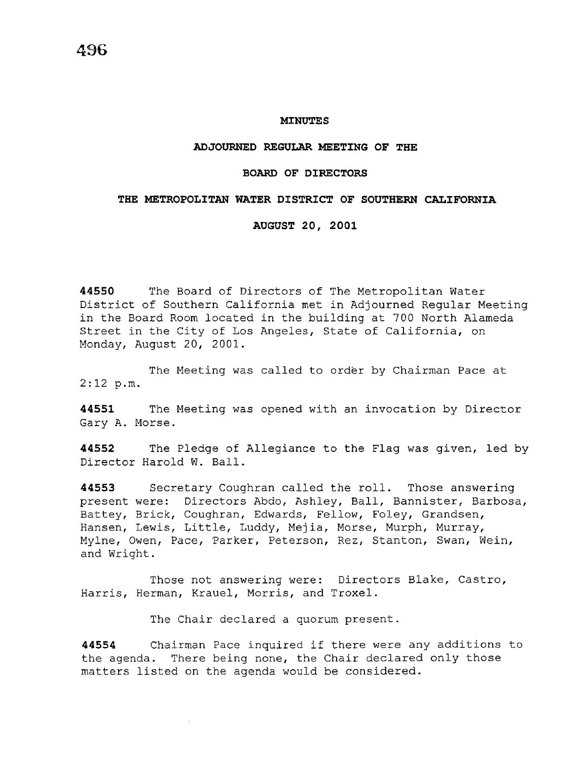# MINUTES

## ADJOURNED REGULAR MEETING OF THE

## BOARD OF DIRECTORS

## THE METROPOLITAN WATER DISTRICT OF SOUTHERN CALIFORNIA

## AUGUST 20, 2001

**44550** The Board of Directors of The Metropolitan Water District of Southern California met in Adjourned Regular Meeting in the Board Room located in the building at 700 North Alameda Street in the City of Los Angeles, State of California, on Monday, August 20, 2001.

The Meeting was called to order by Chairman Pace at 2:12 p.m.

**44551** The Meeting was opened with an invocation by Director Gary A. Morse.

**44552** The Pledge of Allegiance to the Flag was given, led by Director Harold W. Ball.

**44553** Secretary Coughran called the roll. Those answering present were: Directors Abdo, Ashley, Ball, Bannister, Barbosa, Battey, Brick, Coughran, Edwards, Fellow, Foley, Grandsen, Hansen, Lewis, Little, Luddy, Mejia, Morse, Murph, Murray, Mylne, Owen, Pace, Parker, Peterson, Rez, Stanton, Swan, Wein, and Wright.

Those not answering were: Directors Blake, Castro, Harris, Herman, Krauel, Morris, and Troxel.

The Chair declared a quorum present.

**44554** Chairman Pace inquired if there were any additions to the agenda. There being none, the Chair declared only those matters listed on the agenda would be considered.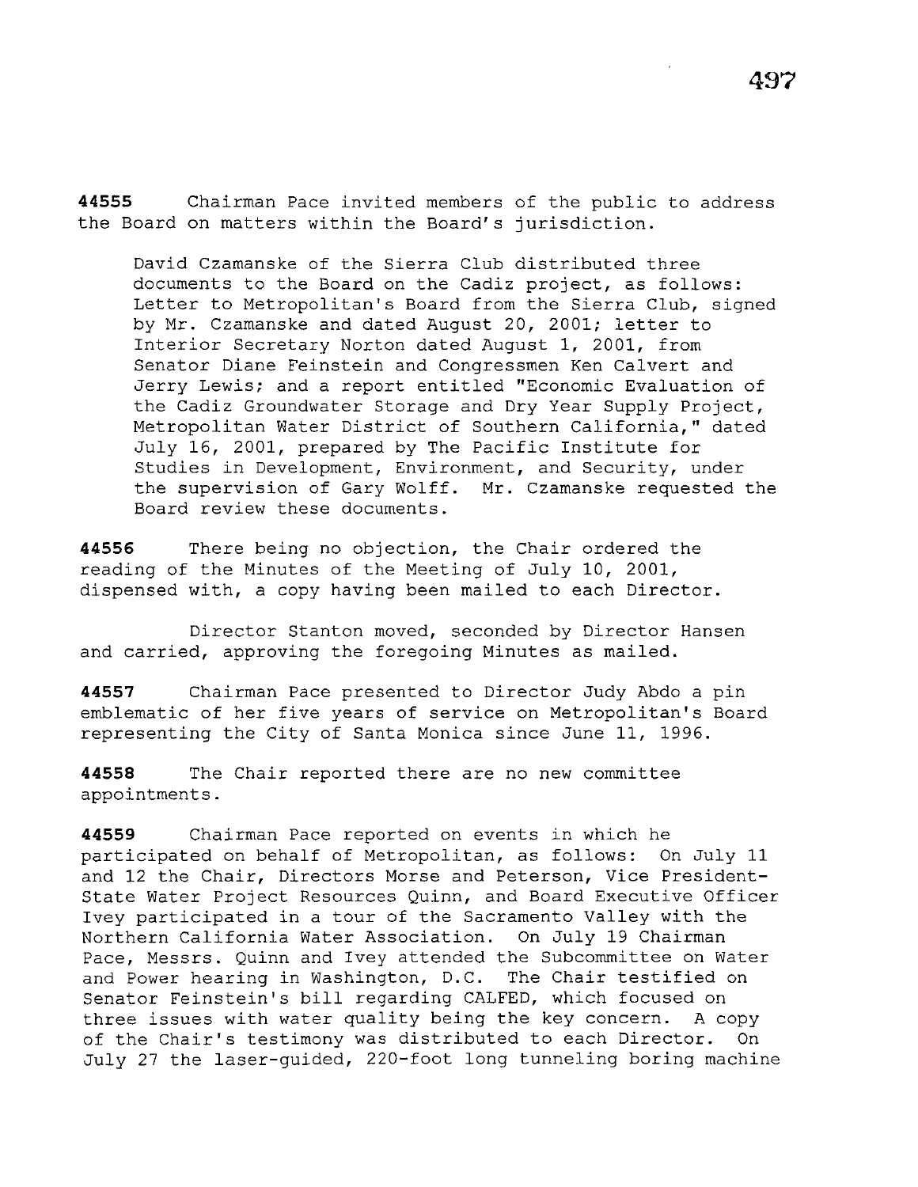**44555** Chairman Pace invited members of the public to address the Board on matters within the Board's jurisdiction.

> David Czamanske of the Sierra Club distributed three documents to the Board on the Cadiz project, as follows: Letter to Metropolitan's Board from the Sierra Club, signed by Mr. Czamanske and dated August 20, 2001; letter to Interior Secretary Norton dated August 1, 2001, from Senator Diane Feinstein and Congressmen Ken Calvert and Jerry Lewis; and a report entitled "Economic Evaluation of the Cadiz Groundwater Storage and Dry Year Supply Project, Metropolitan Water District of Southern California," dated July 16, 2001, prepared by The Pacific Institute for Studies in Development, Environment, and Security, under the supervision of Gary Wolff. Mr. Czamanske requested the Board review these documents.

**44556** There being no objection, the Chair ordered the reading of the Minutes of the Meeting of July 10, 2001, dispensed with, a copy having been mailed to each Director.

Director Stanton moved, seconded by Director Hansen and carried, approving the foregoing Minutes as mailed.

**44557** Chairman Pace presented to Director Judy Abdo a pin emblematic of her five years of service on Metropolitan's Board representing the City of Santa Monica since June 11, 1996.

**44558** The Chair reported there are no new committee appointments.

**44559** Chairman Pace reported on events in which he participated on behalf of Metropolitan, as follows: On July 11 and 12 the Chair, Directors Morse and Peterson, Vice President-State Water Project Resources Quinn, and Board Executive Officer Ivey participated in a tour of the Sacramento Valley with the Northern California Water Association. On July 19 Chairman Pace, Messrs. Quinn and Ivey attended the Subcommittee on Water and Power hearing in Washington, D.C. The Chair testified on Senator Feinstein's bill regarding CALFED, which focused on three issues with water quality being the key concern. A copy of the Chair's testimony was distributed to each Director. On July 27 the laser-guided, 220-foot long tunneling boring machine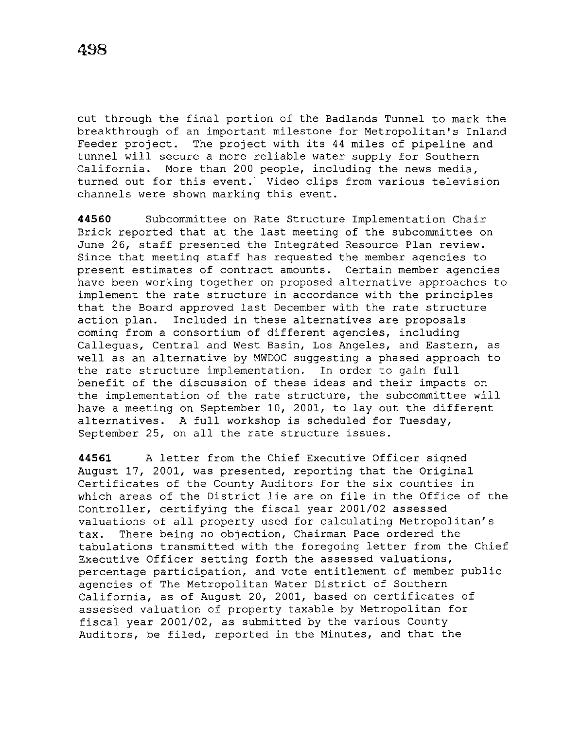cut through the final portion of the Badlands Tunnel to mark the breakthrough of an important milestone for Metropolitan's Inland Feeder project. The project with its 44 miles of pipeline and tunnel will secure a more reliable water supply for Southern California. More than 200 people, including the news media, turned out for this event. Video clips from various television channels were shown marking this event.

**44560** Subcommittee on Rate Structure Implementation Chair Brick reported that at the last meeting of the subcommittee on June 26, staff presented the Integrated Resource Plan review. Since that meeting staff has requested the member agencies to present estimates of contract amounts. Certain member agencies have been working together on proposed alternative approaches to implement the rate structure in accordance with the principles that the Board approved last December with the rate structure action plan. Included in these alternatives are proposals coming from a consortium of different agencies, including Calleguas, Central and West Basin, Los Angeles, and Eastern, as well as an alternative by MWDOC suggesting a phased approach to the rate structure implementation. In order to gain full benefit of the discussion of these ideas and their impacts on the implementation of the rate structure, the subcommittee will have a meeting on September 10, 2001, to lay out the different alternatives. A full workshop is scheduled for Tuesday, September 25, on all the rate structure issues.

**44561** A letter from the Chief Executive Officer signed August 17, 2001, was presented, reporting that the Original Certificates of the County Auditors for the six counties in which areas of the District lie are on file in the Office of the Controller, certifying the fiscal year 2001/02 assessed valuations of all property used for calculating Metropolitan's tax. There being no objection, Chairman Pace ordered the tabulations transmitted with the foregoing letter from the Chief Executive Officer setting forth the assessed valuations, percentage participation, and vote entitlement of member public agencies of The Metropolitan Water District of Southern California, as of August 20, 2001, based on certificates of assessed valuation of property taxable by Metropolitan for fiscal year 2001/02, as submitted by the various County Auditors, be filed, reported in the Minutes, and that the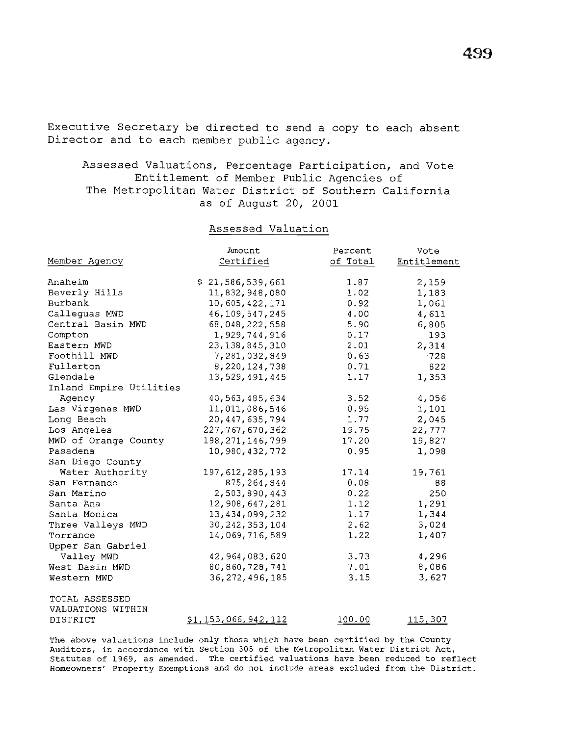Executive Secretary be directed to send a copy to each absent Director and to each member public agency.

## Assessed Valuations, Percentage Participation, and Vote Entitlement of Member Public Agencies of The Metropolitan Water District of Southern California as of August 20, 2001

| Member Agency | Assessed Valuation Amount Certified | Percent of Total | Vote Entitlement |
|---|---|---|---|
| Anaheim | $ 21,586,539,661 | 1.87 | 2,159 |
| Beverly Hills | 11,832,948,080 | 1.02 | 1,183 |
| Burbank | 10,605,422,171 | 0.92 | 1,061 |
| Calleguas MWD | 46,109,547,245 | 4.00 | 4,611 |
| Central Basin MWD | 68,048,222,558 | 5.90 | 6,805 |
| Compton | 1,929,744,916 | 0.17 | 193 |
| Eastern MWD | 23,138,845,310 | 2.01 | 2,314 |
| Foothill MWD | 7,281,032,849 | 0.63 | 728 |
| Fullerton | 8,220,124,738 | 0.71 | 822 |
| Glendale | 13,529,491,445 | 1.17 | 1,353 |
| Inland Empire Utilities Agency | 40,563,485,634 | 3.52 | 4,056 |
| Las Virgenes MWD | 11,011,086,546 | 0.95 | 1,101 |
| Long Beach | 20,447,635,794 | 1.77 | 2,045 |
| Los Angeles | 227,767,670,362 | 19.75 | 22,777 |
| MWD of Orange County | 198,271,146,799 | 17.20 | 19,827 |
| Pasadena | 10,980,432,772 | 0.95 | 1,098 |
| San Diego County Water Authority | 197,612,285,193 | 17.14 | 19,761 |
| San Fernando | 875,264,844 | 0.08 | 88 |
| San Marino | 2,503,890,443 | 0.22 | 250 |
| Santa Ana | 12,908,647,281 | 1.12 | 1,291 |
| Santa Monica | 13,434,099,232 | 1.17 | 1,344 |
| Three Valleys MWD | 30,242,353,104 | 2.62 | 3,024 |
| Torrance | 14,069,716,589 | 1.22 | 1,407 |
| Upper San Gabriel Valley MWD | 42,964,083,620 | 3.73 | 4,296 |
| West Basin MWD | 80,860,728,741 | 7.01 | 8,086 |
| Western MWD | 36,272,496,185 | 3.15 | 3,627 |
| TOTAL ASSESSED VALUATIONS WITHIN DISTRICT | $1,153,066,942,112 | 100.00 | 115,307 |

The above valuations include only those which have been certified by the County Auditors, in accordance with Section 305 of the Metropolitan Water District Act, Statutes of 1969, as amended. The certified valuations have been reduced to reflect Homeowners' Property Exemptions and do not include areas excluded from the District.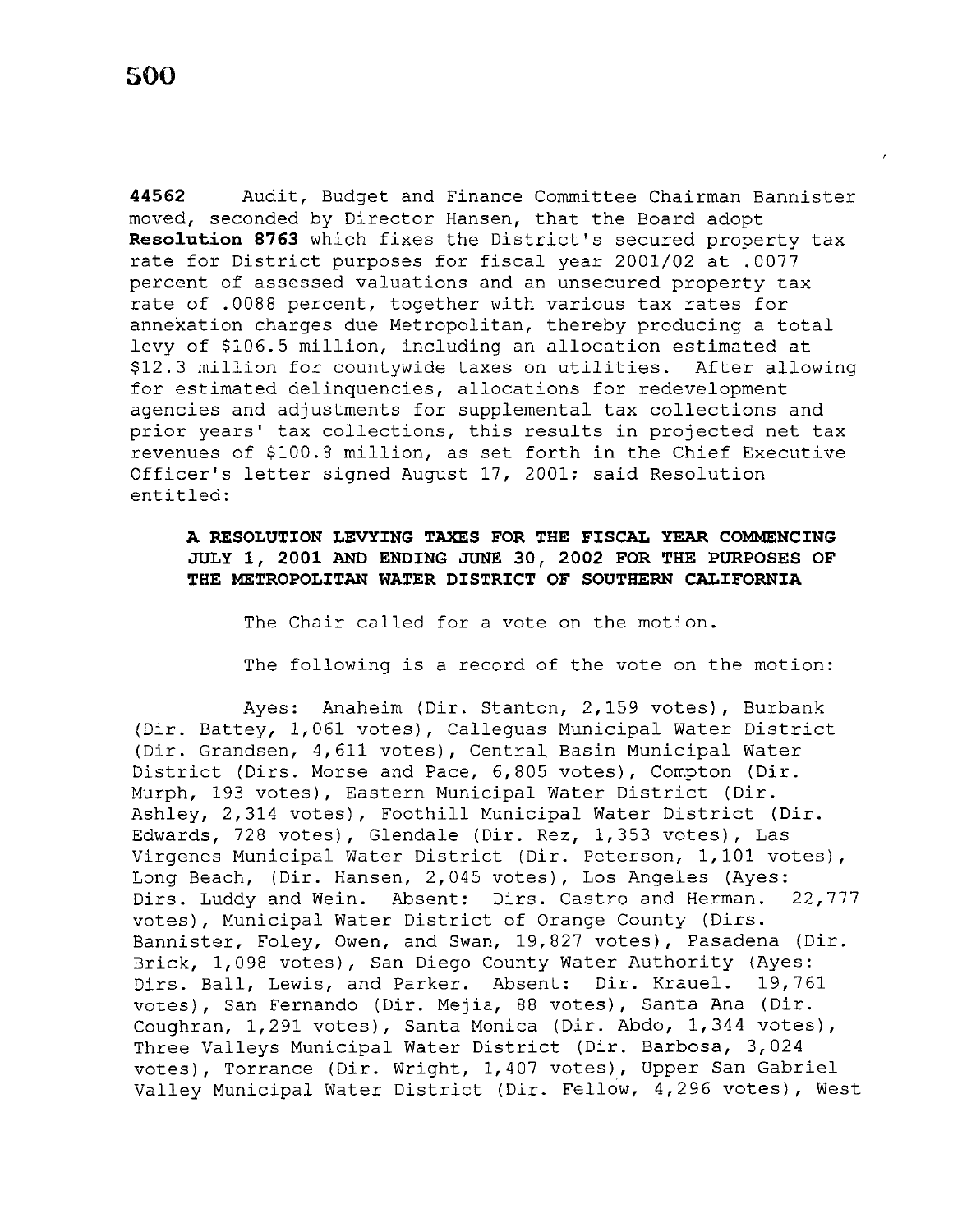**44562** Audit, Budget and Finance Committee Chairman Bannister moved, seconded by Director Hansen, that the Board adopt **Resolution 8763** which fixes the District's secured property tax rate for District purposes for fiscal year 2001/02 at .0077 percent of assessed valuations and an unsecured property tax rate of .0088 percent, together with various tax rates for annexation charges due Metropolitan, thereby producing a total levy of $106.5 million, including an allocation estimated at $12.3 million for countywide taxes on utilities. After allowing for estimated delinquencies, allocations for redevelopment agencies and adjustments for supplemental tax collections and prior years' tax collections, this results in projected net tax revenues of $100.8 million, as set forth in the Chief Executive Officer's letter signed August 17, 2001; said Resolution entitled:

**A RESOLUTION LEVYING TAXES FOR THE FISCAL YEAR COMMENCING JULY 1, 2001 AND ENDING JUNE 30, 2002 FOR THE PURPOSES OF THE METROPOLITAN WATER DISTRICT OF SOUTHERN CALIFORNIA**

The Chair called for a vote on the motion.

The following is a record of the vote on the motion:

Ayes: Anaheim (Dir. Stanton, 2,159 votes), Burbank (Dir. Battey, 1,061 votes), Calleguas Municipal Water District (Dir. Grandsen, 4,611 votes), Central Basin Municipal Water District (Dirs. Morse and Pace, 6,805 votes), Compton (Dir. Murph, 193 votes), Eastern Municipal Water District (Dir. Ashley, 2,314 votes), Foothill Municipal Water District (Dir. Edwards, 728 votes), Glendale (Dir. Rez, 1,353 votes), Las Virgenes Municipal Water District (Dir. Peterson, 1,101 votes), Long Beach, (Dir. Hansen, 2,045 votes), Los Angeles (Ayes: Dirs. Luddy and Wein. Absent: Dirs. Castro and Herman. 22,777 votes), Municipal Water District of Orange County (Dirs. Bannister, Foley, Owen, and Swan, 19,827 votes), Pasadena (Dir. Brick, 1,098 votes), San Diego County Water Authority (Ayes: Dirs. Ball, Lewis, and Parker. Absent: Dir. Krauel. 19,761 votes), San Fernando (Dir. Mejia, 88 votes), Santa Ana (Dir. Coughran, 1,291 votes), Santa Monica (Dir. Abdo, 1,344 votes), Three Valleys Municipal Water District (Dir. Barbosa, 3,024 votes), Torrance (Dir. Wright, 1,407 votes), Upper San Gabriel Valley Municipal Water District (Dir. Fellow, 4,296 votes), West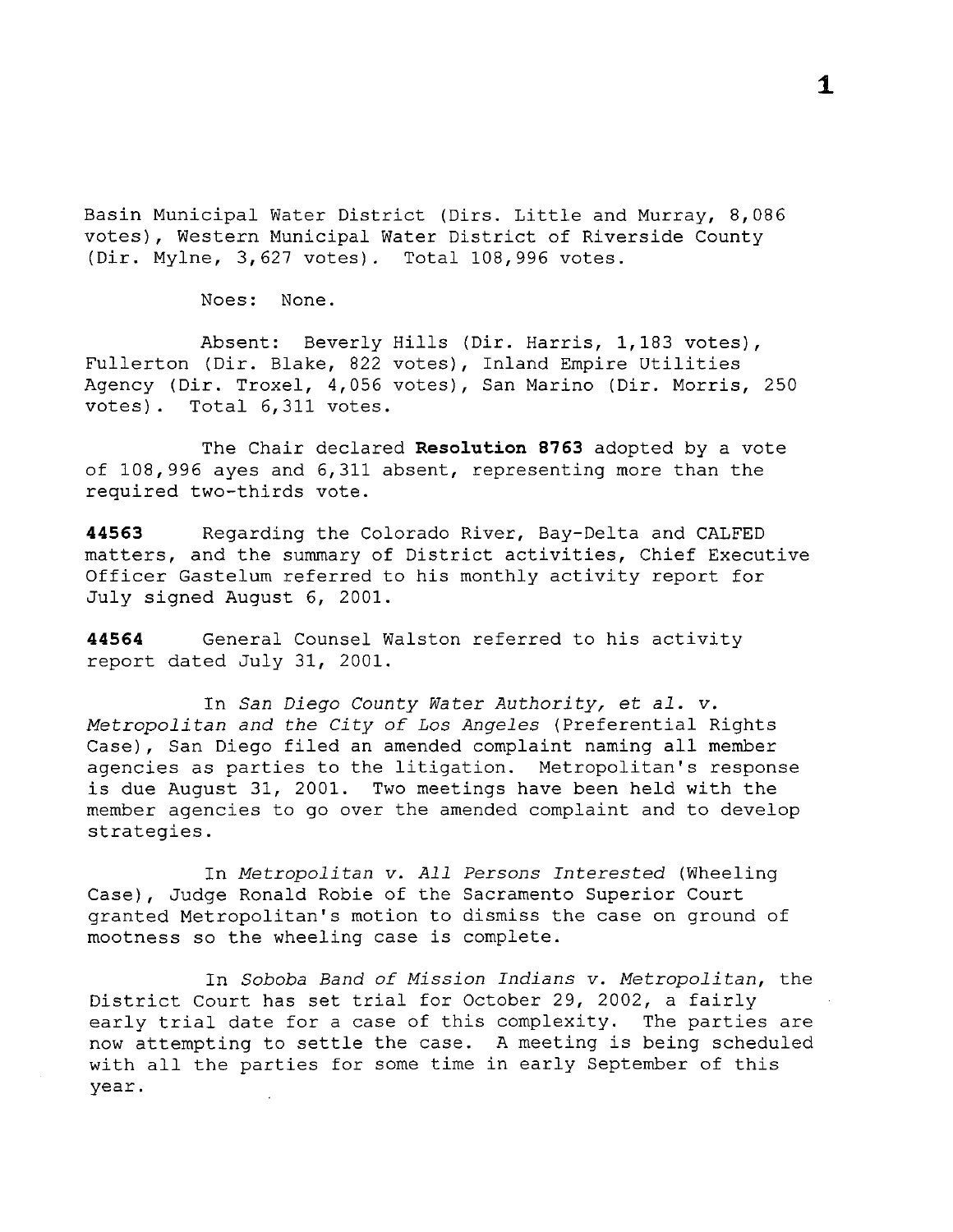Basin Municipal Water District (Dirs. Little and Murray, 8,086 votes), Western Municipal Water District of Riverside County (Dir. Mylne, 3,627 votes). Total 108,996 votes.

Noes: None.

Absent: Beverly Hills (Dir. Harris, 1,183 votes), Fullerton (Dir. Blake, 822 votes), Inland Empire Utilities Agency (Dir. Troxel, 4,056 votes), San Marino (Dir. Morris, 250 votes). Total 6,311 votes.

The Chair declared **Resolution 8763** adopted by a vote of 108,996 ayes and 6,311 absent, representing more than the required two-thirds vote.

**44563** Regarding the Colorado River, Bay-Delta and CALFED matters, and the summary of District activities, Chief Executive Officer Gastelum referred to his monthly activity report for July signed August 6, 2001.

**44564** General Counsel Walston referred to his activity report dated July 31, 2001.

In *San Diego County Water Authority, et al. v. Metropolitan and the City of Los Angeles* (Preferential Rights Case), San Diego filed an amended complaint naming all member agencies as parties to the litigation. Metropolitan's response is due August 31, 2001. Two meetings have been held with the member agencies to go over the amended complaint and to develop strategies.

In *Metropolitan v. All Persons Interested* (Wheeling Case), Judge Ronald Robie of the Sacramento Superior Court granted Metropolitan's motion to dismiss the case on ground of mootness so the wheeling case is complete.

In *Soboba Band of Mission Indians v. Metropolitan*, the District Court has set trial for October 29, 2002, a fairly early trial date for a case of this complexity. The parties are now attempting to settle the case. A meeting is being scheduled with all the parties for some time in early September of this year.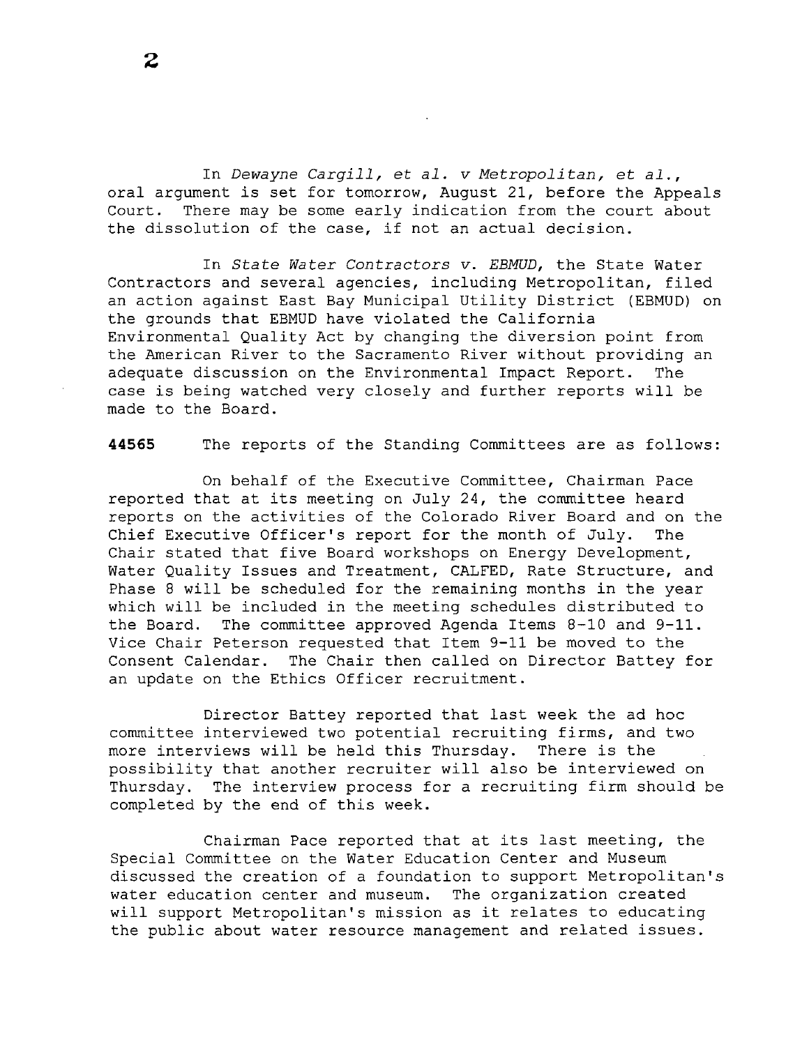In *Dewayne Cargill, et al. v Metropolitan, et al.*, oral argument is set for tomorrow, August 21, before the Appeals Court. There may be some early indication from the court about the dissolution of the case, if not an actual decision.

In *State Water Contractors v. EBMUD*, the State Water Contractors and several agencies, including Metropolitan, filed an action against East Bay Municipal Utility District (EBMUD) on the grounds that EBMUD have violated the California Environmental Quality Act by changing the diversion point from the American River to the Sacramento River without providing an adequate discussion on the Environmental Impact Report. The case is being watched very closely and further reports will be made to the Board.

**44565** The reports of the Standing Committees are as follows:

On behalf of the Executive Committee, Chairman Pace reported that at its meeting on July 24, the committee heard reports on the activities of the Colorado River Board and on the Chief Executive Officer's report for the month of July. The Chair stated that five Board workshops on Energy Development, Water Quality Issues and Treatment, CALFED, Rate Structure, and Phase 8 will be scheduled for the remaining months in the year which will be included in the meeting schedules distributed to the Board. The committee approved Agenda Items 8-10 and 9-11. Vice Chair Peterson requested that Item 9-11 be moved to the Consent Calendar. The Chair then called on Director Battey for an update on the Ethics Officer recruitment.

Director Battey reported that last week the ad hoc committee interviewed two potential recruiting firms, and two more interviews will be held this Thursday. There is the possibility that another recruiter will also be interviewed on Thursday. The interview process for a recruiting firm should be completed by the end of this week.

Chairman Pace reported that at its last meeting, the Special Committee on the Water Education Center and Museum discussed the creation of a foundation to support Metropolitan's water education center and museum. The organization created will support Metropolitan's mission as it relates to educating the public about water resource management and related issues.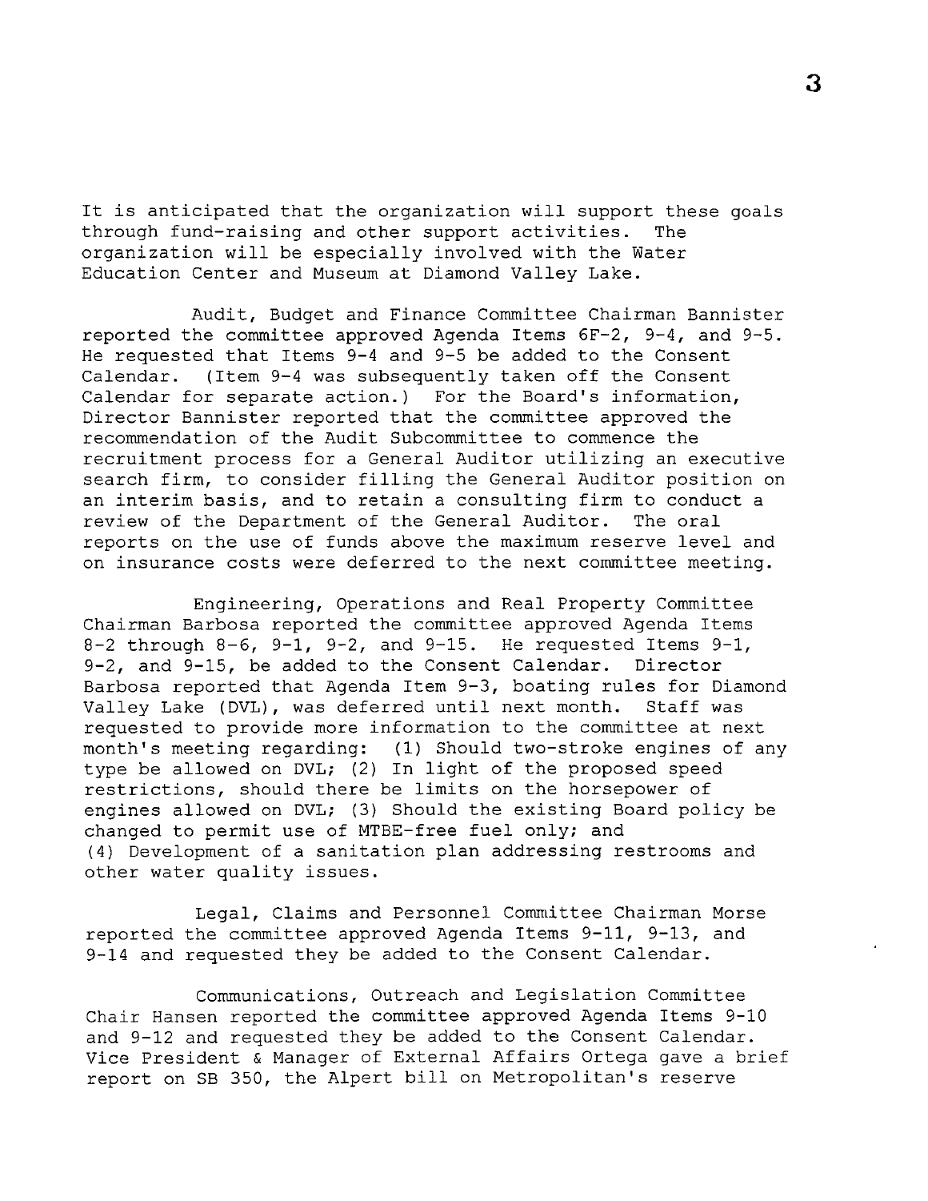It is anticipated that the organization will support these goals through fund-raising and other support activities. The organization will be especially involved with the Water Education Center and Museum at Diamond Valley Lake.

Audit, Budget and Finance Committee Chairman Bannister reported the committee approved Agenda Items 6F-2, 9-4, and 9-5. He requested that Items 9-4 and 9-5 be added to the Consent Calendar. (Item 9-4 was subsequently taken off the Consent Calendar for separate action.) For the Board's information, Director Bannister reported that the committee approved the recommendation of the Audit Subcommittee to commence the recruitment process for a General Auditor utilizing an executive search firm, to consider filling the General Auditor position on an interim basis, and to retain a consulting firm to conduct a review of the Department of the General Auditor. The oral reports on the use of funds above the maximum reserve level and on insurance costs were deferred to the next committee meeting.

Engineering, Operations and Real Property Committee Chairman Barbosa reported the committee approved Agenda Items 8-2 through 8-6, 9-1, 9-2, and 9-15. He requested Items 9-1, 9-2, and 9-15, be added to the Consent Calendar. Director Barbosa reported that Agenda Item 9-3, boating rules for Diamond Valley Lake (DVL), was deferred until next month. Staff was requested to provide more information to the committee at next month's meeting regarding: (1) Should two-stroke engines of any type be allowed on DVL; (2) In light of the proposed speed restrictions, should there be limits on the horsepower of engines allowed on DVL; (3) Should the existing Board policy be changed to permit use of MTBE-free fuel only; and (4) Development of a sanitation plan addressing restrooms and other water quality issues.

Legal, Claims and Personnel Committee Chairman Morse reported the committee approved Agenda Items 9-11, 9-13, and 9-14 and requested they be added to the Consent Calendar.

Communications, Outreach and Legislation Committee Chair Hansen reported the committee approved Agenda Items 9-10 and 9-12 and requested they be added to the Consent Calendar. Vice President & Manager of External Affairs Ortega gave a brief report on SB 350, the Alpert bill on Metropolitan's reserve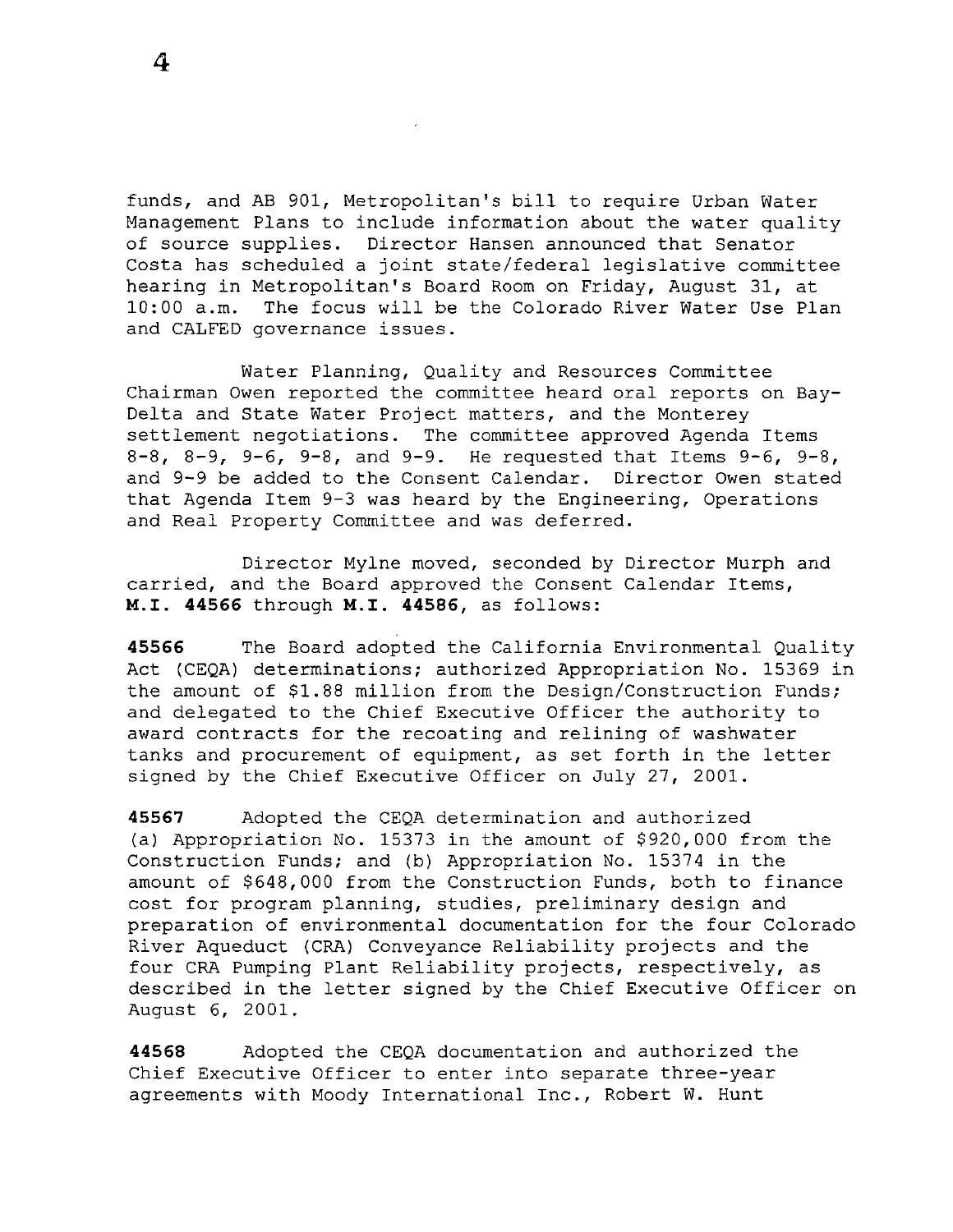funds, and AB 901, Metropolitan's bill to require Urban Water Management Plans to include information about the water quality of source supplies. Director Hansen announced that Senator Costa has scheduled a joint state/federal legislative committee hearing in Metropolitan's Board Room on Friday, August 31, at 10:00 a.m. The focus will be the Colorado River Water Use Plan and CALFED governance issues.

Water Planning, Quality and Resources Committee Chairman Owen reported the committee heard oral reports on Bay-Delta and State Water Project matters, and the Monterey settlement negotiations. The committee approved Agenda Items 8-8, 8-9, 9-6, 9-8, and 9-9. He requested that Items 9-6, 9-8, and 9-9 be added to the Consent Calendar. Director Owen stated that Agenda Item 9-3 was heard by the Engineering, Operations and Real Property Committee and was deferred.

Director Mylne moved, seconded by Director Murph and carried, and the Board approved the Consent Calendar Items, **M.I. 44566** through **M.I. 44586**, as follows:

**45566** The Board adopted the California Environmental Quality Act (CEQA) determinations; authorized Appropriation No. 15369 in the amount of $1.88 million from the Design/Construction Funds; and delegated to the Chief Executive Officer the authority to award contracts for the recoating and relining of washwater tanks and procurement of equipment, as set forth in the letter signed by the Chief Executive Officer on July 27, 2001.

**45567** Adopted the CEQA determination and authorized (a) Appropriation No. 15373 in the amount of $920,000 from the Construction Funds; and (b) Appropriation No. 15374 in the amount of $648,000 from the Construction Funds, both to finance cost for program planning, studies, preliminary design and preparation of environmental documentation for the four Colorado River Aqueduct (CRA) Conveyance Reliability projects and the four CRA Pumping Plant Reliability projects, respectively, as described in the letter signed by the Chief Executive Officer on August 6, 2001.

**44568** Adopted the CEQA documentation and authorized the Chief Executive Officer to enter into separate three-year agreements with Moody International Inc., Robert W. Hunt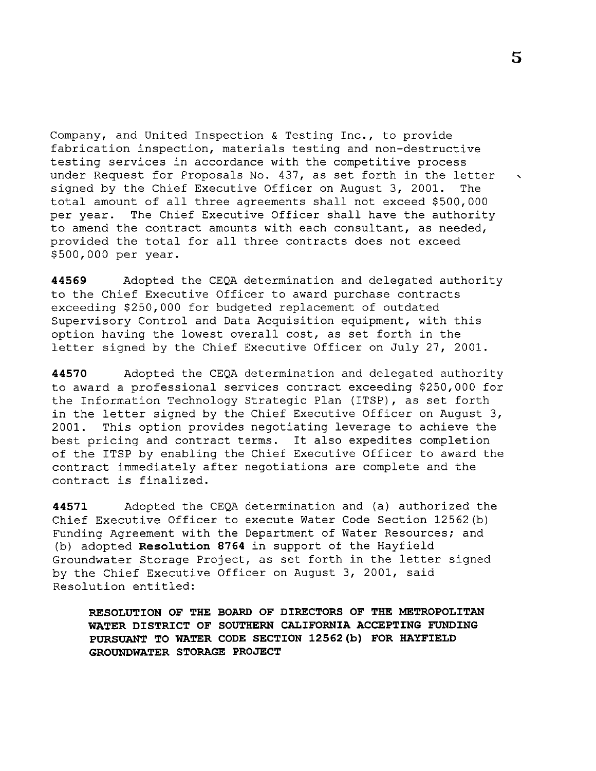Company, and United Inspection & Testing Inc., to provide fabrication inspection, materials testing and non-destructive testing services in accordance with the competitive process under Request for Proposals No. 437, as set forth in the letter signed by the Chief Executive Officer on August 3, 2001. The total amount of all three agreements shall not exceed $500,000 per year. The Chief Executive Officer shall have the authority to amend the contract amounts with each consultant, as needed, provided the total for all three contracts does not exceed $500,000 per year.

**44569** Adopted the CEQA determination and delegated authority to the Chief Executive Officer to award purchase contracts exceeding $250,000 for budgeted replacement of outdated Supervisory Control and Data Acquisition equipment, with this option having the lowest overall cost, as set forth in the letter signed by the Chief Executive Officer on July 27, 2001.

**44570** Adopted the CEQA determination and delegated authority to award a professional services contract exceeding $250,000 for the Information Technology Strategic Plan (ITSP), as set forth in the letter signed by the Chief Executive Officer on August 3, 2001. This option provides negotiating leverage to achieve the best pricing and contract terms. It also expedites completion of the ITSP by enabling the Chief Executive Officer to award the contract immediately after negotiations are complete and the contract is finalized.

**44571** Adopted the CEQA determination and (a) authorized the Chief Executive Officer to execute Water Code Section 12562(b) Funding Agreement with the Department of Water Resources; and (b) adopted **Resolution 8764** in support of the Hayfield Groundwater Storage Project, as set forth in the letter signed by the Chief Executive Officer on August 3, 2001, said Resolution entitled:

**RESOLUTION OF THE BOARD OF DIRECTORS OF THE METROPOLITAN WATER DISTRICT OF SOUTHERN CALIFORNIA ACCEPTING FUNDING PURSUANT TO WATER CODE SECTION 12562(b) FOR HAYFIELD GROUNDWATER STORAGE PROJECT**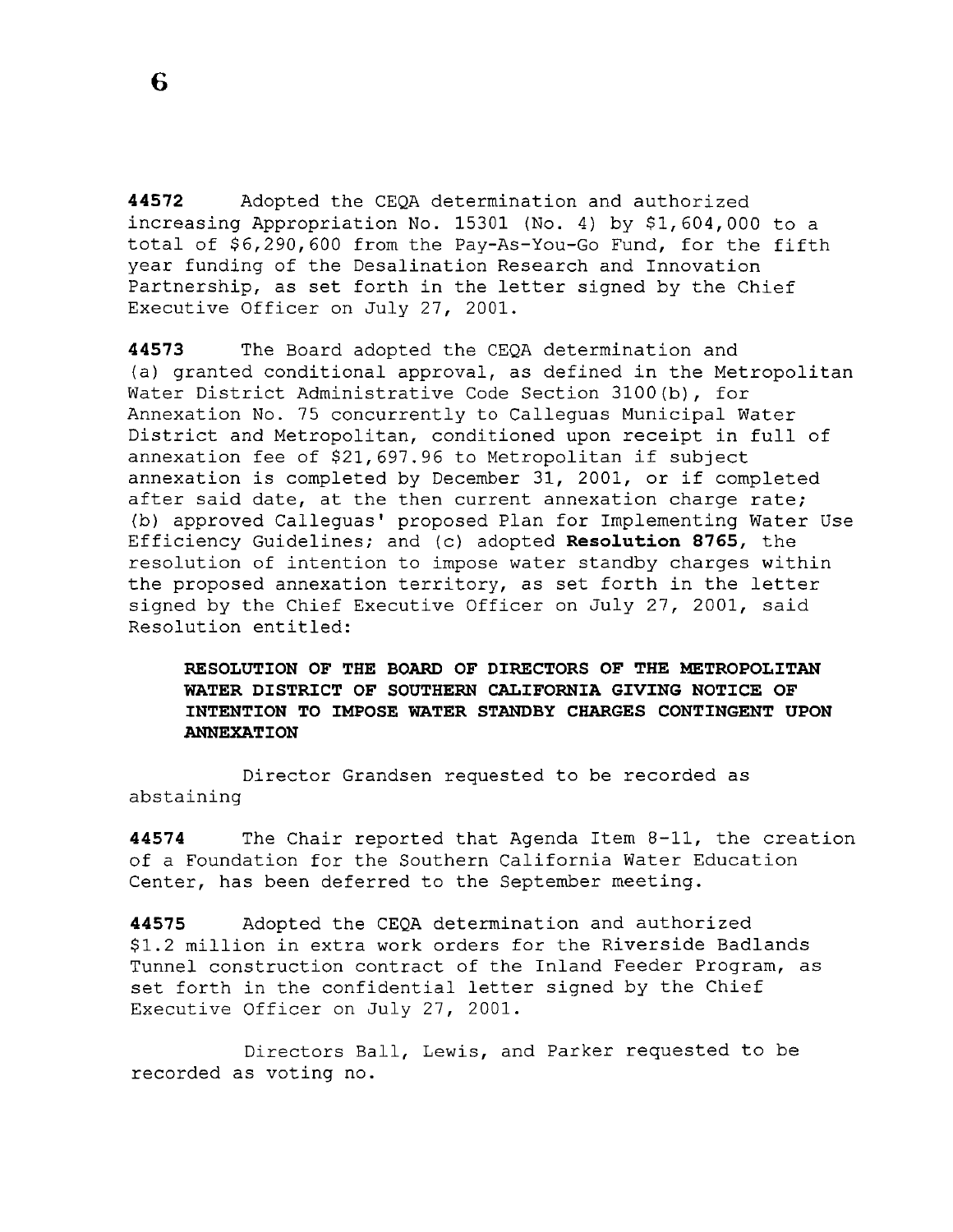**44572** Adopted the CEQA determination and authorized increasing Appropriation No. 15301 (No. 4) by $1,604,000 to a total of $6,290,600 from the Pay-As-You-Go Fund, for the fifth year funding of the Desalination Research and Innovation Partnership, as set forth in the letter signed by the Chief Executive Officer on July 27, 2001.

**44573** The Board adopted the CEQA determination and (a) granted conditional approval, as defined in the Metropolitan Water District Administrative Code Section 3100(b), for Annexation No. 75 concurrently to Calleguas Municipal Water District and Metropolitan, conditioned upon receipt in full of annexation fee of $21,697.96 to Metropolitan if subject annexation is completed by December 31, 2001, or if completed after said date, at the then current annexation charge rate; (b) approved Calleguas' proposed Plan for Implementing Water Use Efficiency Guidelines; and (c) adopted **Resolution 8765**, the resolution of intention to impose water standby charges within the proposed annexation territory, as set forth in the letter signed by the Chief Executive Officer on July 27, 2001, said Resolution entitled:

> **RESOLUTION OF THE BOARD OF DIRECTORS OF THE METROPOLITAN WATER DISTRICT OF SOUTHERN CALIFORNIA GIVING NOTICE OF INTENTION TO IMPOSE WATER STANDBY CHARGES CONTINGENT UPON ANNEXATION**

Director Grandsen requested to be recorded as abstaining

**44574** The Chair reported that Agenda Item 8-11, the creation of a Foundation for the Southern California Water Education Center, has been deferred to the September meeting.

**44575** Adopted the CEQA determination and authorized $1.2 million in extra work orders for the Riverside Badlands Tunnel construction contract of the Inland Feeder Program, as set forth in the confidential letter signed by the Chief Executive Officer on July 27, 2001.

Directors Ball, Lewis, and Parker requested to be recorded as voting no.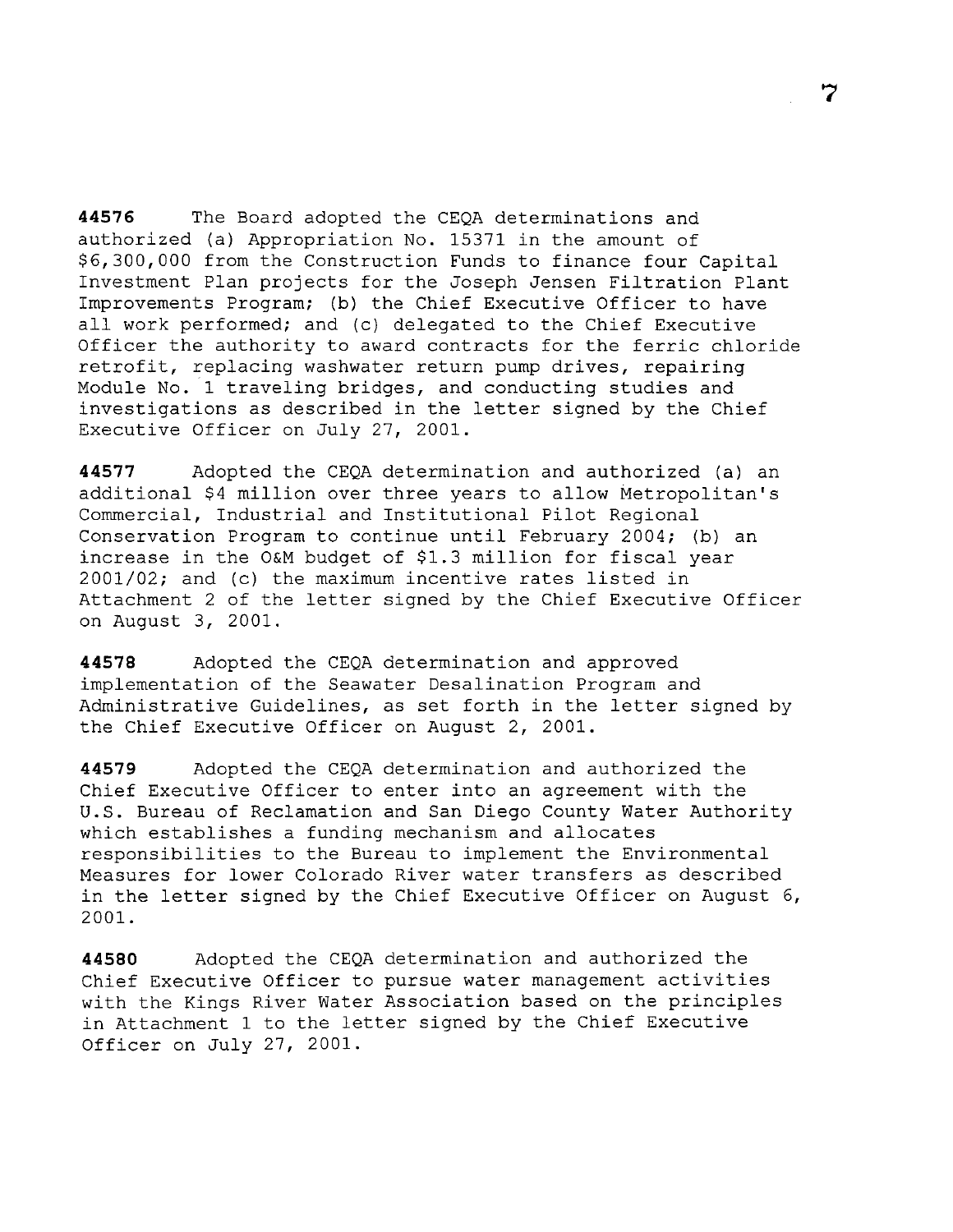**44576** The Board adopted the CEQA determinations and authorized (a) Appropriation No. 15371 in the amount of $6,300,000 from the Construction Funds to finance four Capital Investment Plan projects for the Joseph Jensen Filtration Plant Improvements Program; (b) the Chief Executive Officer to have all work performed; and (c) delegated to the Chief Executive Officer the authority to award contracts for the ferric chloride retrofit, replacing washwater return pump drives, repairing Module No. 1 traveling bridges, and conducting studies and investigations as described in the letter signed by the Chief Executive Officer on July 27, 2001.

**44577** Adopted the CEQA determination and authorized (a) an additional $4 million over three years to allow Metropolitan's Commercial, Industrial and Institutional Pilot Regional Conservation Program to continue until February 2004; (b) an increase in the O&M budget of $1.3 million for fiscal year 2001/02; and (c) the maximum incentive rates listed in Attachment 2 of the letter signed by the Chief Executive Officer on August 3, 2001.

**44578** Adopted the CEQA determination and approved implementation of the Seawater Desalination Program and Administrative Guidelines, as set forth in the letter signed by the Chief Executive Officer on August 2, 2001.

**44579** Adopted the CEQA determination and authorized the Chief Executive Officer to enter into an agreement with the U.S. Bureau of Reclamation and San Diego County Water Authority which establishes a funding mechanism and allocates responsibilities to the Bureau to implement the Environmental Measures for lower Colorado River water transfers as described in the letter signed by the Chief Executive Officer on August 6, 2001.

**44580** Adopted the CEQA determination and authorized the Chief Executive Officer to pursue water management activities with the Kings River Water Association based on the principles in Attachment 1 to the letter signed by the Chief Executive Officer on July 27, 2001.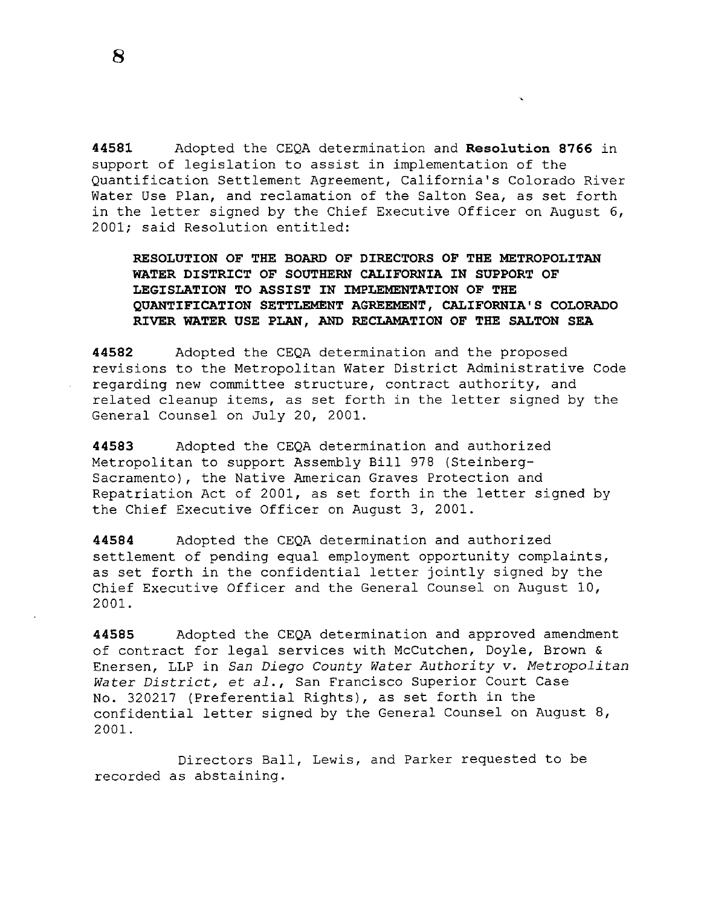**44581** Adopted the CEQA determination and **Resolution 8766** in support of legislation to assist in implementation of the Quantification Settlement Agreement, California's Colorado River Water Use Plan, and reclamation of the Salton Sea, as set forth in the letter signed by the Chief Executive Officer on August 6, 2001; said Resolution entitled:

> **RESOLUTION OF THE BOARD OF DIRECTORS OF THE METROPOLITAN WATER DISTRICT OF SOUTHERN CALIFORNIA IN SUPPORT OF LEGISLATION TO ASSIST IN IMPLEMENTATION OF THE QUANTIFICATION SETTLEMENT AGREEMENT, CALIFORNIA'S COLORADO RIVER WATER USE PLAN, AND RECLAMATION OF THE SALTON SEA**

**44582** Adopted the CEQA determination and the proposed revisions to the Metropolitan Water District Administrative Code regarding new committee structure, contract authority, and related cleanup items, as set forth in the letter signed by the General Counsel on July 20, 2001.

**44583** Adopted the CEQA determination and authorized Metropolitan to support Assembly Bill 978 (Steinberg-Sacramento), the Native American Graves Protection and Repatriation Act of 2001, as set forth in the letter signed by the Chief Executive Officer on August 3, 2001.

**44584** Adopted the CEQA determination and authorized settlement of pending equal employment opportunity complaints, as set forth in the confidential letter jointly signed by the Chief Executive Officer and the General Counsel on August 10, 2001.

**44585** Adopted the CEQA determination and approved amendment of contract for legal services with McCutchen, Doyle, Brown & Enersen, LLP in *San Diego County Water Authority v. Metropolitan Water District, et al.*, San Francisco Superior Court Case No. 320217 (Preferential Rights), as set forth in the confidential letter signed by the General Counsel on August 8, 2001.

Directors Ball, Lewis, and Parker requested to be recorded as abstaining.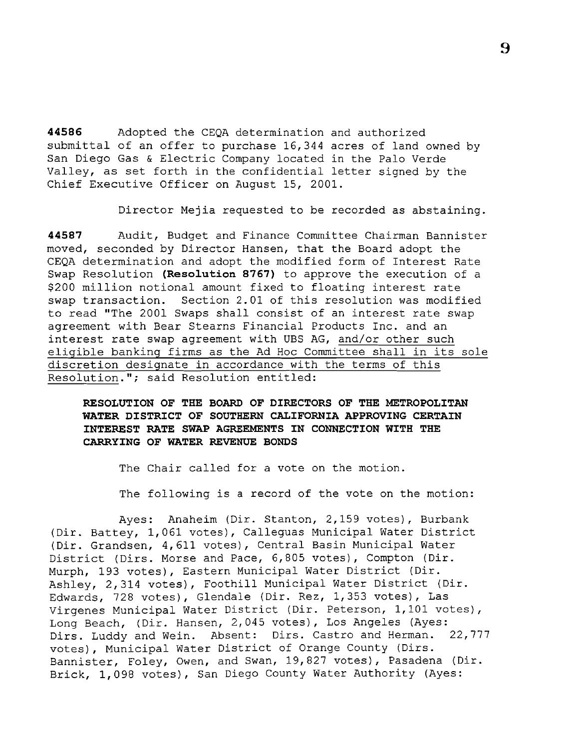**44586** Adopted the CEQA determination and authorized submittal of an offer to purchase 16,344 acres of land owned by San Diego Gas & Electric Company located in the Palo Verde Valley, as set forth in the confidential letter signed by the Chief Executive Officer on August 15, 2001.

Director Mejia requested to be recorded as abstaining.

**44587** Audit, Budget and Finance Committee Chairman Bannister moved, seconded by Director Hansen, that the Board adopt the CEQA determination and adopt the modified form of Interest Rate Swap Resolution **(Resolution 8767)** to approve the execution of a $200 million notional amount fixed to floating interest rate swap transaction. Section 2.01 of this resolution was modified to read "The 2001 Swaps shall consist of an interest rate swap agreement with Bear Stearns Financial Products Inc. and an interest rate swap agreement with UBS AG, <u>and/or other such eligible banking firms as the Ad Hoc Committee shall in its sole discretion designate in accordance with the terms of this Resolution</u>."; said Resolution entitled:

**RESOLUTION OF THE BOARD OF DIRECTORS OF THE METROPOLITAN WATER DISTRICT OF SOUTHERN CALIFORNIA APPROVING CERTAIN INTEREST RATE SWAP AGREEMENTS IN CONNECTION WITH THE CARRYING OF WATER REVENUE BONDS**

The Chair called for a vote on the motion.

The following is a record of the vote on the motion:

Ayes: Anaheim (Dir. Stanton, 2,159 votes), Burbank (Dir. Battey, 1,061 votes), Calleguas Municipal Water District (Dir. Grandsen, 4,611 votes), Central Basin Municipal Water District (Dirs. Morse and Pace, 6,805 votes), Compton (Dir. Murph, 193 votes), Eastern Municipal Water District (Dir. Ashley, 2,314 votes), Foothill Municipal Water District (Dir. Edwards, 728 votes), Glendale (Dir. Rez, 1,353 votes), Las Virgenes Municipal Water District (Dir. Peterson, 1,101 votes), Long Beach, (Dir. Hansen, 2,045 votes), Los Angeles (Ayes: Dirs. Luddy and Wein. Absent: Dirs. Castro and Herman. 22,777 votes), Municipal Water District of Orange County (Dirs. Bannister, Foley, Owen, and Swan, 19,827 votes), Pasadena (Dir. Brick, 1,098 votes), San Diego County Water Authority (Ayes: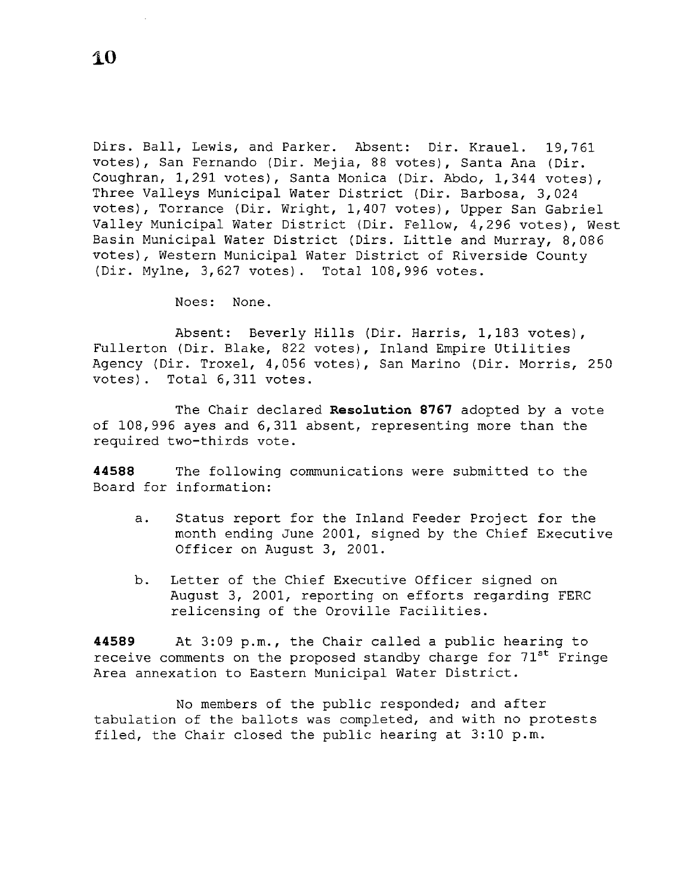Dirs. Ball, Lewis, and Parker. Absent: Dir. Krauel. 19,761 votes), San Fernando (Dir. Mejia, 88 votes), Santa Ana (Dir. Coughran, 1,291 votes), Santa Monica (Dir. Abdo, 1,344 votes), Three Valleys Municipal Water District (Dir. Barbosa, 3,024 votes), Torrance (Dir. Wright, 1,407 votes), Upper San Gabriel Valley Municipal Water District (Dir. Fellow, 4,296 votes), West Basin Municipal Water District (Dirs. Little and Murray, 8,086 votes), Western Municipal Water District of Riverside County (Dir. Mylne, 3,627 votes). Total 108,996 votes.

Noes: None.

Absent: Beverly Hills (Dir. Harris, 1,183 votes), Fullerton (Dir. Blake, 822 votes), Inland Empire Utilities Agency (Dir. Troxel, 4,056 votes), San Marino (Dir. Morris, 250 votes). Total 6,311 votes.

The Chair declared **Resolution 8767** adopted by a vote of 108,996 ayes and 6,311 absent, representing more than the required two-thirds vote.

**44588** The following communications were submitted to the Board for information:

a. Status report for the Inland Feeder Project for the month ending June 2001, signed by the Chief Executive Officer on August 3, 2001.

b. Letter of the Chief Executive Officer signed on August 3, 2001, reporting on efforts regarding FERC relicensing of the Oroville Facilities.

**44589** At 3:09 p.m., the Chair called a public hearing to receive comments on the proposed standby charge for 71st Fringe Area annexation to Eastern Municipal Water District.

No members of the public responded; and after tabulation of the ballots was completed, and with no protests filed, the Chair closed the public hearing at 3:10 p.m.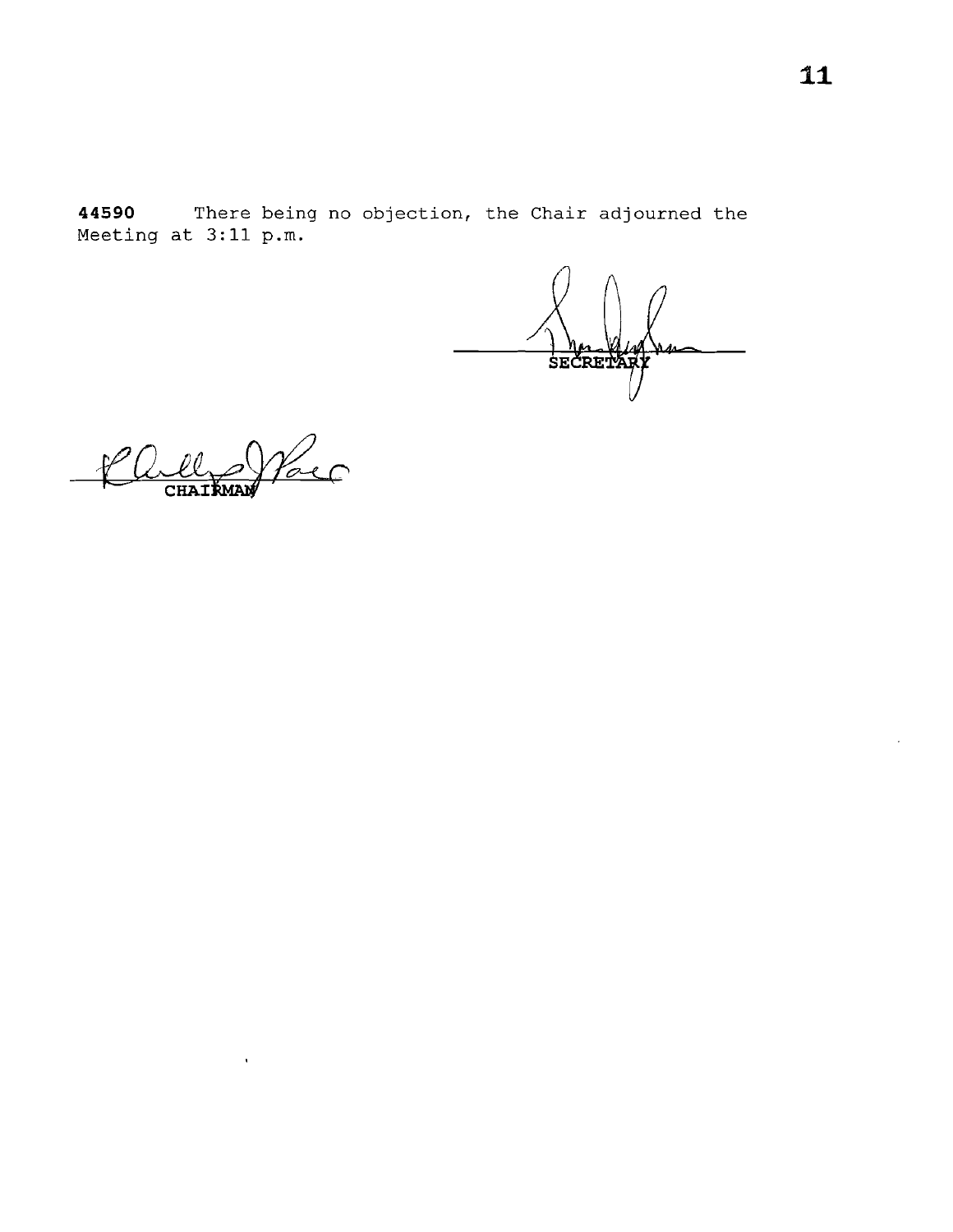**44590** There being no objection, the Chair adjourned the Meeting at 3:11 p.m.

SECRETARY

CHAIRMAN